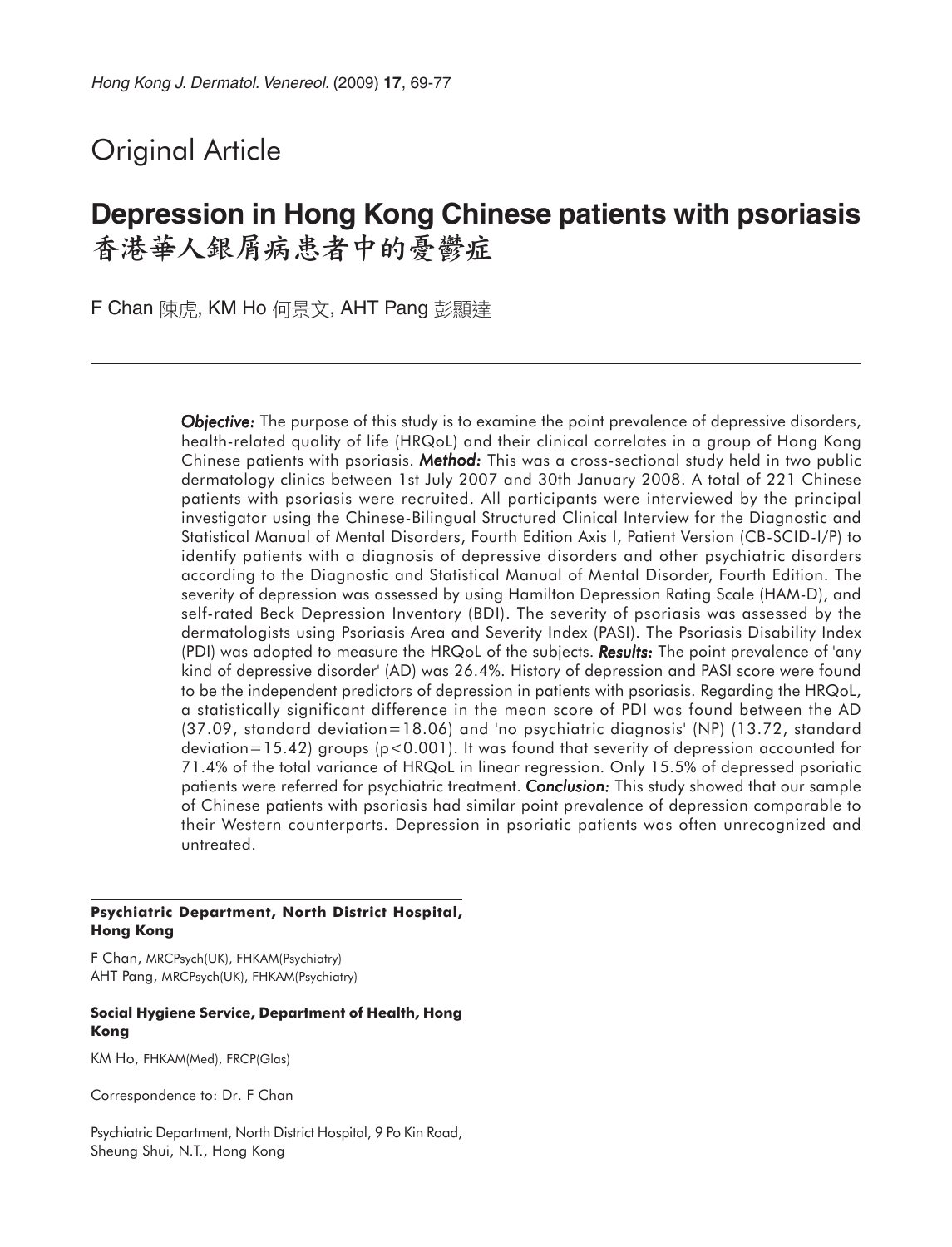## Original Article

# Depression in Hong Kong Chinese patients with psoriasis
# 香港華人銀屑病患者中的憂鬱症

F Chan 陳虎, KM Ho 何景文, AHT Pang 彭顯達

***Objective:*** The purpose of this study is to examine the point prevalence of depressive disorders, health-related quality of life (HRQoL) and their clinical correlates in a group of Hong Kong Chinese patients with psoriasis. ***Method:*** This was a cross-sectional study held in two public dermatology clinics between 1st July 2007 and 30th January 2008. A total of 221 Chinese patients with psoriasis were recruited. All participants were interviewed by the principal investigator using the Chinese-Bilingual Structured Clinical Interview for the Diagnostic and Statistical Manual of Mental Disorders, Fourth Edition Axis I, Patient Version (CB-SCID-I/P) to identify patients with a diagnosis of depressive disorders and other psychiatric disorders according to the Diagnostic and Statistical Manual of Mental Disorder, Fourth Edition. The severity of depression was assessed by using Hamilton Depression Rating Scale (HAM-D), and self-rated Beck Depression Inventory (BDI). The severity of psoriasis was assessed by the dermatologists using Psoriasis Area and Severity Index (PASI). The Psoriasis Disability Index (PDI) was adopted to measure the HRQoL of the subjects. ***Results:*** The point prevalence of 'any kind of depressive disorder' (AD) was 26.4%. History of depression and PASI score were found to be the independent predictors of depression in patients with psoriasis. Regarding the HRQoL, a statistically significant difference in the mean score of PDI was found between the AD (37.09, standard deviation=18.06) and 'no psychiatric diagnosis' (NP) (13.72, standard deviation=15.42) groups ($p<0.001$). It was found that severity of depression accounted for 71.4% of the total variance of HRQoL in linear regression. Only 15.5% of depressed psoriatic patients were referred for psychiatric treatment. ***Conclusion:*** This study showed that our sample of Chinese patients with psoriasis had similar point prevalence of depression comparable to their Western counterparts. Depression in psoriatic patients was often unrecognized and untreated.

**Psychiatric Department, North District Hospital, Hong Kong**

F Chan, MRCPsych(UK), FHKAM(Psychiatry)
AHT Pang, MRCPsych(UK), FHKAM(Psychiatry)

**Social Hygiene Service, Department of Health, Hong Kong**

KM Ho, FHKAM(Med), FRCP(Glas)

Correspondence to: Dr. F Chan

Psychiatric Department, North District Hospital, 9 Po Kin Road, Sheung Shui, N.T., Hong Kong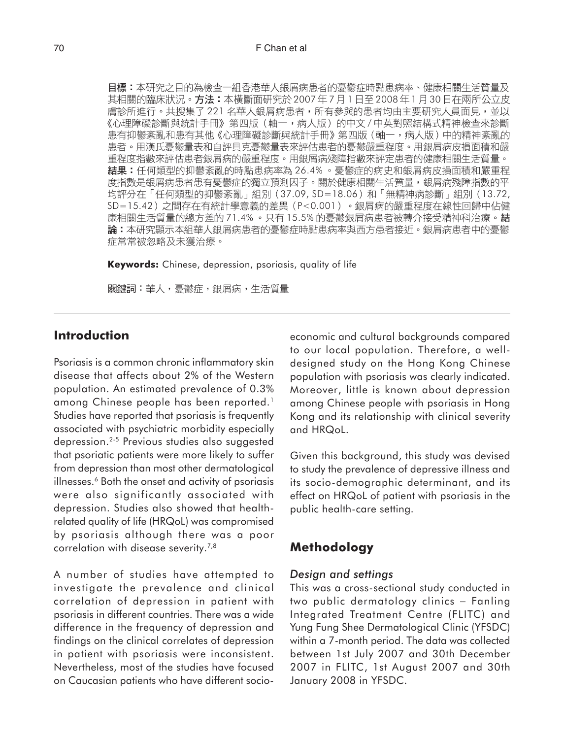**目標：**本研究之目的為檢查一組香港華人銀屑病患者的憂鬱症時點患病率、健康相關生活質量及其相關的臨床狀況。**方法：**本橫斷面研究於2007年7月1日至2008年1月30日在兩所公立皮膚診所進行。共搜集了221名華人銀屑病患者，所有參與的患者均由主要研究人員面見，並以《心理障礙診斷與統計手冊》第四版（軸一，病人版）的中文/中英對照結構式精神檢查來診斷患有抑鬱紊亂和患有其他《心理障礙診斷與統計手冊》第四版（軸一，病人版）中的精神紊亂的患者。用漢氏憂鬱量表和自評貝克憂鬱量表來評估患者的憂鬱嚴重程度。用銀屑病皮損面積和嚴重程度指數來評估患者銀屑病的嚴重程度。用銀屑病殘障指數來評定患者的健康相關生活質量。**結果：**任何類型的抑鬱紊亂的時點患病率為26.4%。憂鬱症的病史和銀屑病皮損面積和嚴重程度指數是銀屑病患者患有憂鬱症的獨立預測因子。關於健康相關生活質量，銀屑病殘障指數的平均評分在「任何類型的抑鬱紊亂」組別（37.09, SD=18.06）和「無精神病診斷」組別（13.72, SD=15.42）之間存在有統計學意義的差異（P<0.001）。銀屑病的嚴重程度在線性回歸中佔健康相關生活質量的總方差的71.4%。只有15.5%的憂鬱銀屑病患者被轉介接受精神科治療。**結論：**本研究顯示本組華人銀屑病患者的憂鬱症時點患病率與西方患者接近。銀屑病患者中的憂鬱症常常被忽略及未獲治療。

**Keywords:** Chinese, depression, psoriasis, quality of life

關鍵詞：華人，憂鬱症，銀屑病，生活質量

## Introduction

Psoriasis is a common chronic inflammatory skin disease that affects about 2% of the Western population. An estimated prevalence of 0.3% among Chinese people has been reported.[1] Studies have reported that psoriasis is frequently associated with psychiatric morbidity especially depression.[2-5] Previous studies also suggested that psoriatic patients were more likely to suffer from depression than most other dermatological illnesses.[6] Both the onset and activity of psoriasis were also significantly associated with depression. Studies also showed that health-related quality of life (HRQoL) was compromised by psoriasis although there was a poor correlation with disease severity.[7,8]

A number of studies have attempted to investigate the prevalence and clinical correlation of depression in patient with psoriasis in different countries. There was a wide difference in the frequency of depression and findings on the clinical correlates of depression in patient with psoriasis were inconsistent. Nevertheless, most of the studies have focused on Caucasian patients who have different socio-economic and cultural backgrounds compared to our local population. Therefore, a well-designed study on the Hong Kong Chinese population with psoriasis was clearly indicated. Moreover, little is known about depression among Chinese people with psoriasis in Hong Kong and its relationship with clinical severity and HRQoL.

Given this background, this study was devised to study the prevalence of depressive illness and its socio-demographic determinant, and its effect on HRQoL of patient with psoriasis in the public health-care setting.

## Methodology

### *Design and settings*

This was a cross-sectional study conducted in two public dermatology clinics – Fanling Integrated Treatment Centre (FLITC) and Yung Fung Shee Dermatological Clinic (YFSDC) within a 7-month period. The data was collected between 1st July 2007 and 30th December 2007 in FLITC, 1st August 2007 and 30th January 2008 in YFSDC.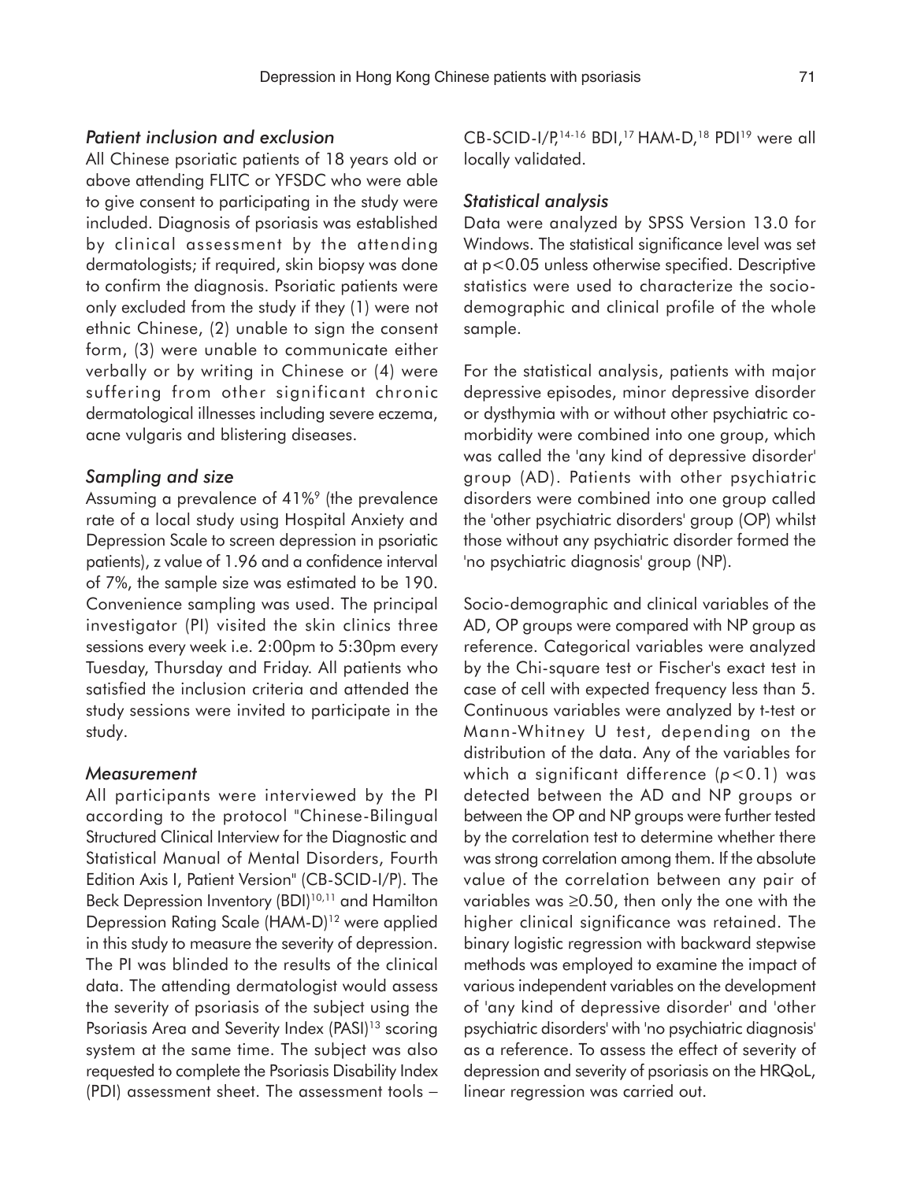### *Patient inclusion and exclusion*

All Chinese psoriatic patients of 18 years old or above attending FLITC or YFSDC who were able to give consent to participating in the study were included. Diagnosis of psoriasis was established by clinical assessment by the attending dermatologists; if required, skin biopsy was done to confirm the diagnosis. Psoriatic patients were only excluded from the study if they (1) were not ethnic Chinese, (2) unable to sign the consent form, (3) were unable to communicate either verbally or by writing in Chinese or (4) were suffering from other significant chronic dermatological illnesses including severe eczema, acne vulgaris and blistering diseases.

### *Sampling and size*

Assuming a prevalence of 41%[9] (the prevalence rate of a local study using Hospital Anxiety and Depression Scale to screen depression in psoriatic patients), z value of 1.96 and a confidence interval of 7%, the sample size was estimated to be 190. Convenience sampling was used. The principal investigator (PI) visited the skin clinics three sessions every week i.e. 2:00pm to 5:30pm every Tuesday, Thursday and Friday. All patients who satisfied the inclusion criteria and attended the study sessions were invited to participate in the study.

### *Measurement*

All participants were interviewed by the PI according to the protocol "Chinese-Bilingual Structured Clinical Interview for the Diagnostic and Statistical Manual of Mental Disorders, Fourth Edition Axis I, Patient Version" (CB-SCID-I/P). The Beck Depression Inventory (BDI)[10,11] and Hamilton Depression Rating Scale (HAM-D)[12] were applied in this study to measure the severity of depression. The PI was blinded to the results of the clinical data. The attending dermatologist would assess the severity of psoriasis of the subject using the Psoriasis Area and Severity Index (PASI)[13] scoring system at the same time. The subject was also requested to complete the Psoriasis Disability Index (PDI) assessment sheet. The assessment tools – CB-SCID-I/P,[14-16] BDI,[17] HAM-D,[18] PDI[19] were all locally validated.

### *Statistical analysis*

Data were analyzed by SPSS Version 13.0 for Windows. The statistical significance level was set at $p<0.05$ unless otherwise specified. Descriptive statistics were used to characterize the socio-demographic and clinical profile of the whole sample.

For the statistical analysis, patients with major depressive episodes, minor depressive disorder or dysthymia with or without other psychiatric co-morbidity were combined into one group, which was called the 'any kind of depressive disorder' group (AD). Patients with other psychiatric disorders were combined into one group called the 'other psychiatric disorders' group (OP) whilst those without any psychiatric disorder formed the 'no psychiatric diagnosis' group (NP).

Socio-demographic and clinical variables of the AD, OP groups were compared with NP group as reference. Categorical variables were analyzed by the Chi-square test or Fischer's exact test in case of cell with expected frequency less than 5. Continuous variables were analyzed by t-test or Mann-Whitney U test, depending on the distribution of the data. Any of the variables for which a significant difference ($p<0.1$) was detected between the AD and NP groups or between the OP and NP groups were further tested by the correlation test to determine whether there was strong correlation among them. If the absolute value of the correlation between any pair of variables was $\geq 0.50$, then only the one with the higher clinical significance was retained. The binary logistic regression with backward stepwise methods was employed to examine the impact of various independent variables on the development of 'any kind of depressive disorder' and 'other psychiatric disorders' with 'no psychiatric diagnosis' as a reference. To assess the effect of severity of depression and severity of psoriasis on the HRQoL, linear regression was carried out.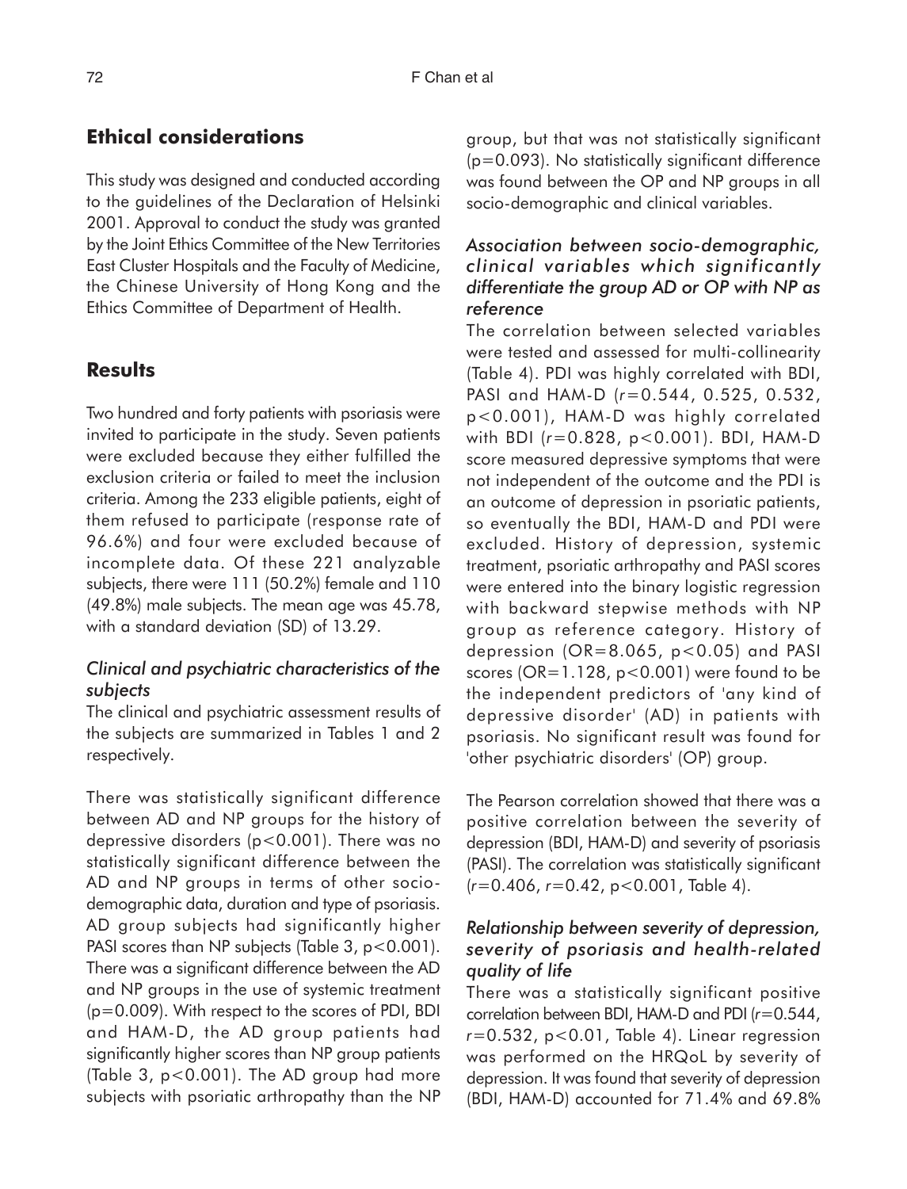## Ethical considerations

This study was designed and conducted according to the guidelines of the Declaration of Helsinki 2001. Approval to conduct the study was granted by the Joint Ethics Committee of the New Territories East Cluster Hospitals and the Faculty of Medicine, the Chinese University of Hong Kong and the Ethics Committee of Department of Health.

## Results

Two hundred and forty patients with psoriasis were invited to participate in the study. Seven patients were excluded because they either fulfilled the exclusion criteria or failed to meet the inclusion criteria. Among the 233 eligible patients, eight of them refused to participate (response rate of 96.6%) and four were excluded because of incomplete data. Of these 221 analyzable subjects, there were 111 (50.2%) female and 110 (49.8%) male subjects. The mean age was 45.78, with a standard deviation (SD) of 13.29.

### *Clinical and psychiatric characteristics of the subjects*

The clinical and psychiatric assessment results of the subjects are summarized in Tables 1 and 2 respectively.

There was statistically significant difference between AD and NP groups for the history of depressive disorders ($p<0.001$). There was no statistically significant difference between the AD and NP groups in terms of other socio-demographic data, duration and type of psoriasis. AD group subjects had significantly higher PASI scores than NP subjects (Table 3, $p<0.001$). There was a significant difference between the AD and NP groups in the use of systemic treatment ($p=0.009$). With respect to the scores of PDI, BDI and HAM-D, the AD group patients had significantly higher scores than NP group patients (Table 3, $p<0.001$). The AD group had more subjects with psoriatic arthropathy than the NP group, but that was not statistically significant ($p=0.093$). No statistically significant difference was found between the OP and NP groups in all socio-demographic and clinical variables.

### *Association between socio-demographic, clinical variables which significantly differentiate the group AD or OP with NP as reference*

The correlation between selected variables were tested and assessed for multi-collinearity (Table 4). PDI was highly correlated with BDI, PASI and HAM-D ($r=0.544$, 0.525, 0.532, $p<0.001$), HAM-D was highly correlated with BDI ($r=0.828$, $p<0.001$). BDI, HAM-D score measured depressive symptoms that were not independent of the outcome and the PDI is an outcome of depression in psoriatic patients, so eventually the BDI, HAM-D and PDI were excluded. History of depression, systemic treatment, psoriatic arthropathy and PASI scores were entered into the binary logistic regression with backward stepwise methods with NP group as reference category. History of depression (OR=8.065, $p<0.05$) and PASI scores (OR=1.128, $p<0.001$) were found to be the independent predictors of 'any kind of depressive disorder' (AD) in patients with psoriasis. No significant result was found for 'other psychiatric disorders' (OP) group.

The Pearson correlation showed that there was a positive correlation between the severity of depression (BDI, HAM-D) and severity of psoriasis (PASI). The correlation was statistically significant ($r=0.406$, $r=0.42$, $p<0.001$, Table 4).

### *Relationship between severity of depression, severity of psoriasis and health-related quality of life*

There was a statistically significant positive correlation between BDI, HAM-D and PDI ($r=0.544$, $r=0.532$, $p<0.01$, Table 4). Linear regression was performed on the HRQoL by severity of depression. It was found that severity of depression (BDI, HAM-D) accounted for 71.4% and 69.8%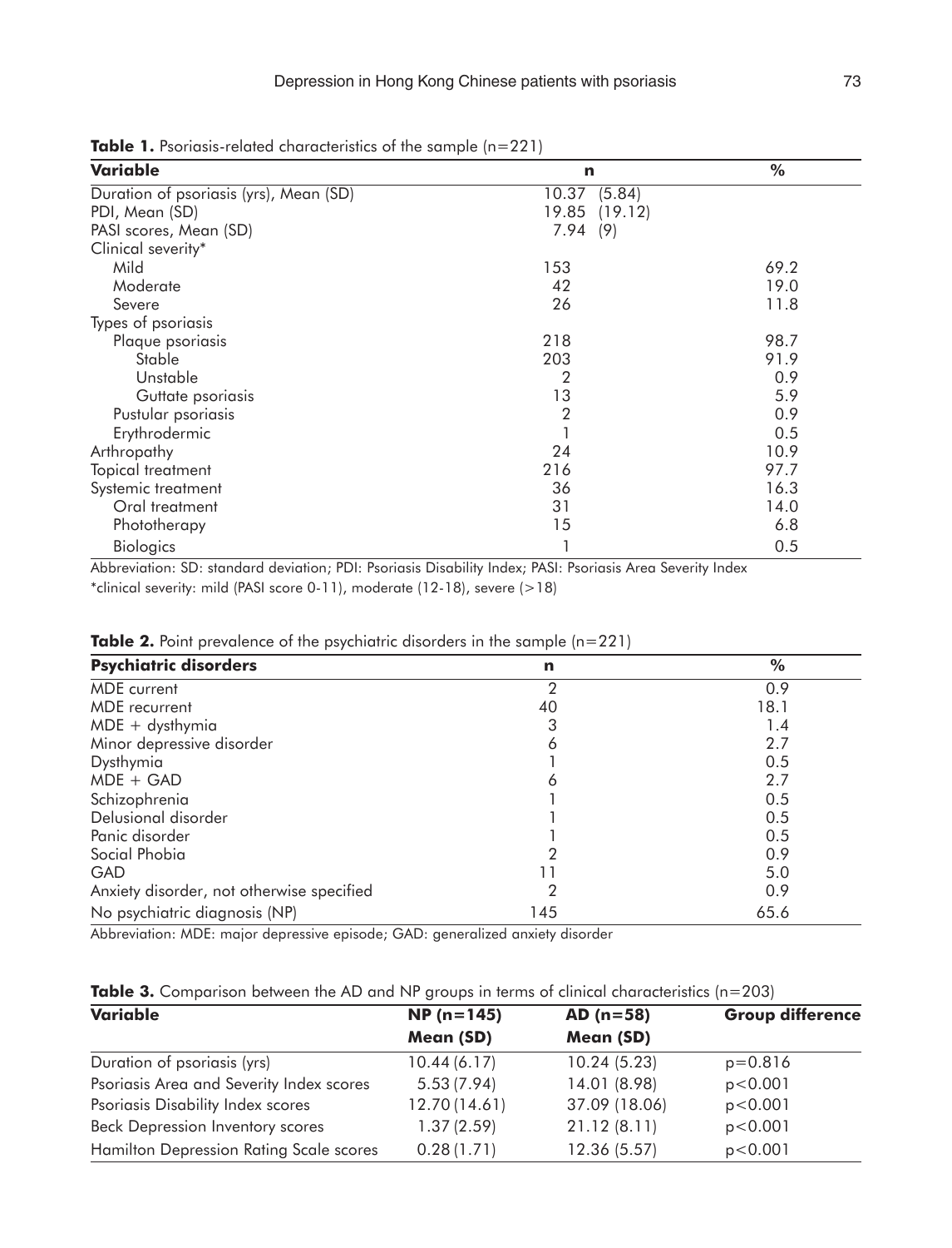**Table 1.** Psoriasis-related characteristics of the sample (n=221)

| Variable | n | % |
|---|---|---|
| Duration of psoriasis (yrs), Mean (SD) | 10.37 (5.84) | |
| PDI, Mean (SD) | 19.85 (19.12) | |
| PASI scores, Mean (SD) | 7.94 (9) | |
| Clinical severity* | | |
| Mild | 153 | 69.2 |
| Moderate | 42 | 19.0 |
| Severe | 26 | 11.8 |
| Types of psoriasis | | |
| Plaque psoriasis | 218 | 98.7 |
| Stable | 203 | 91.9 |
| Unstable | 2 | 0.9 |
| Guttate psoriasis | 13 | 5.9 |
| Pustular psoriasis | 2 | 0.9 |
| Erythrodermic | 1 | 0.5 |
| Arthropathy | 24 | 10.9 |
| Topical treatment | 216 | 97.7 |
| Systemic treatment | 36 | 16.3 |
| Oral treatment | 31 | 14.0 |
| Phototherapy | 15 | 6.8 |
| Biologics | 1 | 0.5 |

Abbreviation: SD: standard deviation; PDI: Psoriasis Disability Index; PASI: Psoriasis Area Severity Index
*clinical severity: mild (PASI score 0-11), moderate (12-18), severe (>18)

**Table 2.** Point prevalence of the psychiatric disorders in the sample (n=221)

| Psychiatric disorders | n | % |
|---|---|---|
| MDE current | 2 | 0.9 |
| MDE recurrent | 40 | 18.1 |
| MDE + dysthymia | 3 | 1.4 |
| Minor depressive disorder | 6 | 2.7 |
| Dysthymia | 1 | 0.5 |
| MDE + GAD | 6 | 2.7 |
| Schizophrenia | 1 | 0.5 |
| Delusional disorder | 1 | 0.5 |
| Panic disorder | 1 | 0.5 |
| Social Phobia | 2 | 0.9 |
| GAD | 11 | 5.0 |
| Anxiety disorder, not otherwise specified | 2 | 0.9 |
| No psychiatric diagnosis (NP) | 145 | 65.6 |

Abbreviation: MDE: major depressive episode; GAD: generalized anxiety disorder

**Table 3.** Comparison between the AD and NP groups in terms of clinical characteristics (n=203)

| Variable | NP (n=145) | AD (n=58) | Group difference |
|---|---|---|---|
| | Mean (SD) | Mean (SD) | |
| Duration of psoriasis (yrs) | 10.44 (6.17) | 10.24 (5.23) | $p=0.816$ |
| Psoriasis Area and Severity Index scores | 5.53 (7.94) | 14.01 (8.98) | $p<0.001$ |
| Psoriasis Disability Index scores | 12.70 (14.61) | 37.09 (18.06) | $p<0.001$ |
| Beck Depression Inventory scores | 1.37 (2.59) | 21.12 (8.11) | $p<0.001$ |
| Hamilton Depression Rating Scale scores | 0.28 (1.71) | 12.36 (5.57) | $p<0.001$ |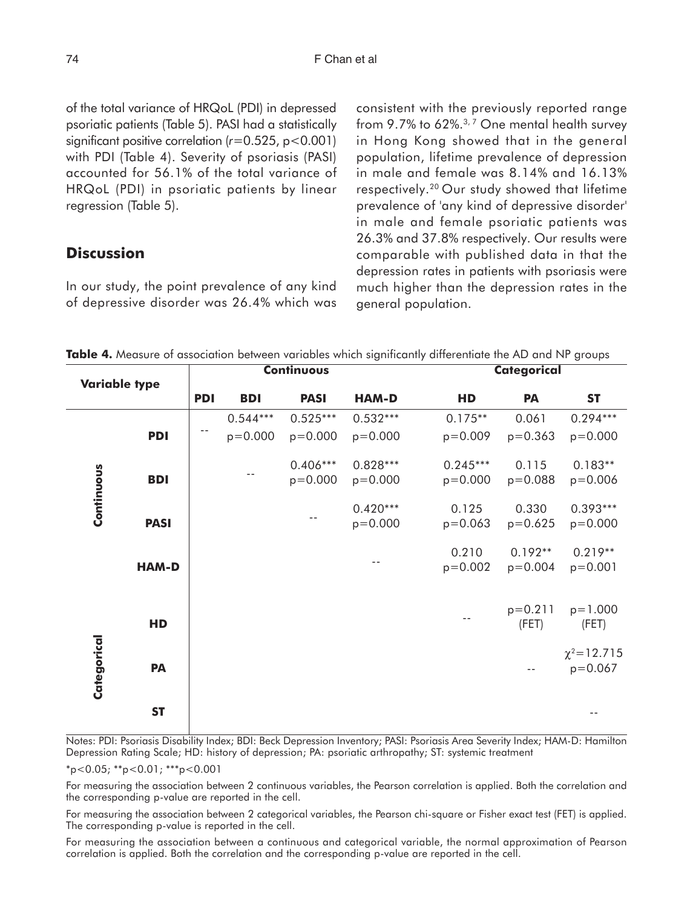of the total variance of HRQoL (PDI) in depressed psoriatic patients (Table 5). PASI had a statistically significant positive correlation ($r=0.525$, $p<0.001$) with PDI (Table 4). Severity of psoriasis (PASI) accounted for 56.1% of the total variance of HRQoL (PDI) in psoriatic patients by linear regression (Table 5).

## Discussion

In our study, the point prevalence of any kind of depressive disorder was 26.4% which was consistent with the previously reported range from 9.7% to 62%.[3, 7] One mental health survey in Hong Kong showed that in the general population, lifetime prevalence of depression in male and female was 8.14% and 16.13% respectively.[20] Our study showed that lifetime prevalence of 'any kind of depressive disorder' in male and female psoriatic patients was 26.3% and 37.8% respectively. Our results were comparable with published data in that the depression rates in patients with psoriasis were much higher than the depression rates in the general population.

**Table 4.** Measure of association between variables which significantly differentiate the AD and NP groups

| Variable type | | Continuous | | | | Categorical | | |
|---|---|---|---|---|---|---|---|---|
| | | **PDI** | **BDI** | **PASI** | **HAM-D** | **HD** | **PA** | **ST** |
| **Continuous** | **PDI** | -- | 0.544*** p=0.000 | 0.525*** p=0.000 | 0.532*** p=0.000 | 0.175** p=0.009 | 0.061 p=0.363 | 0.294*** p=0.000 |
| | **BDI** | | -- | 0.406*** p=0.000 | 0.828*** p=0.000 | 0.245*** p=0.000 | 0.115 p=0.088 | 0.183** p=0.006 |
| | **PASI** | | | -- | 0.420*** p=0.000 | 0.125 p=0.063 | 0.330 p=0.625 | 0.393*** p=0.000 |
| | **HAM-D** | | | | -- | 0.210 p=0.002 | 0.192** p=0.004 | 0.219** p=0.001 |
| **Categorical** | **HD** | | | | | -- | p=0.211 (FET) | p=1.000 (FET) |
| | **PA** | | | | | | -- | $\chi^2=12.715$ p=0.067 |
| | **ST** | | | | | | | -- |

Notes: PDI: Psoriasis Disability Index; BDI: Beck Depression Inventory; PASI: Psoriasis Area Severity Index; HAM-D: Hamilton Depression Rating Scale; HD: history of depression; PA: psoriatic arthropathy; ST: systemic treatment

*p<0.05; **p<0.01; ***p<0.001

For measuring the association between 2 continuous variables, the Pearson correlation is applied. Both the correlation and the corresponding p-value are reported in the cell.

For measuring the association between 2 categorical variables, the Pearson chi-square or Fisher exact test (FET) is applied. The corresponding p-value is reported in the cell.

For measuring the association between a continuous and categorical variable, the normal approximation of Pearson correlation is applied. Both the correlation and the corresponding p-value are reported in the cell.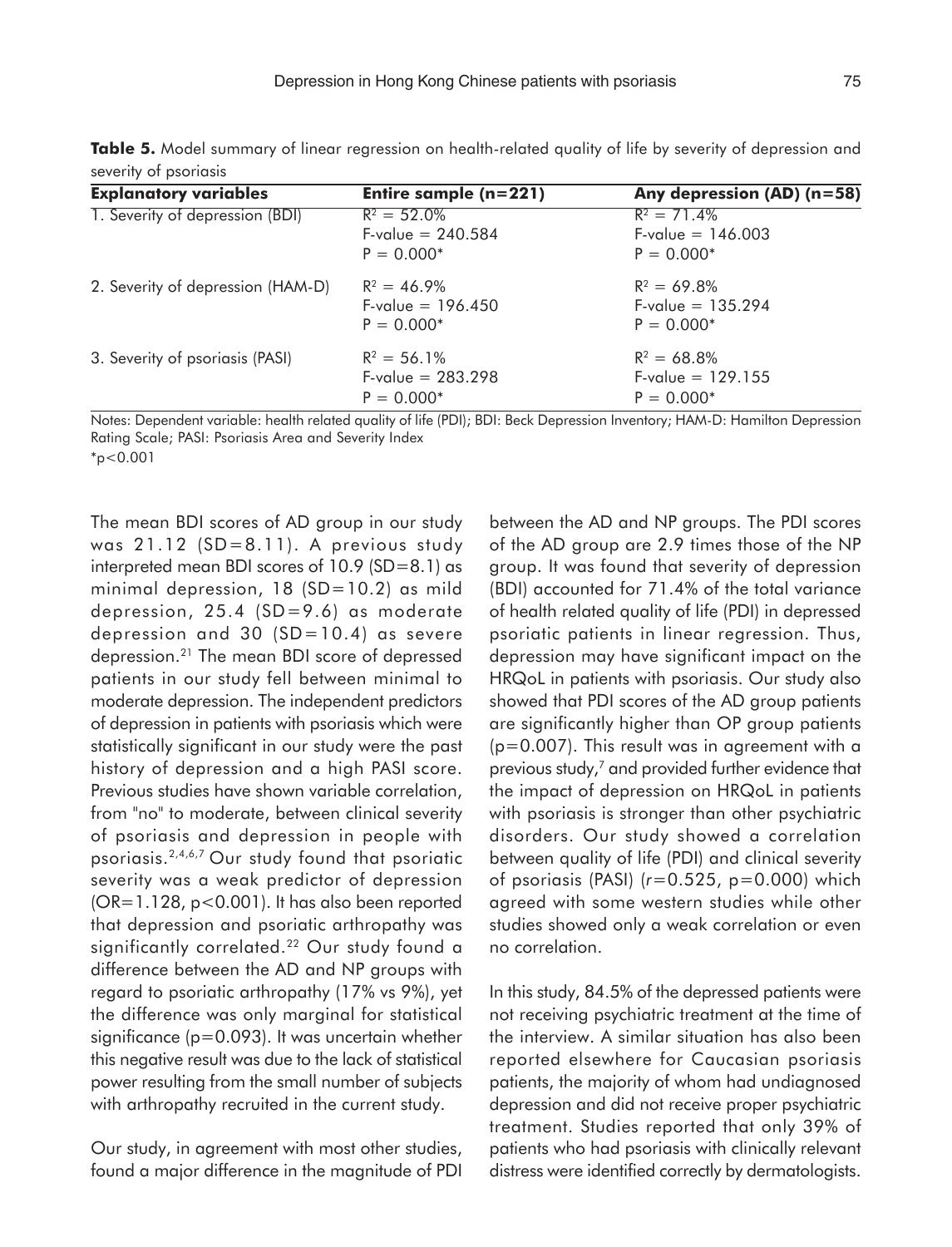**Table 5.** Model summary of linear regression on health-related quality of life by severity of depression and severity of psoriasis

| Explanatory variables | Entire sample (n=221) | Any depression (AD) (n=58) |
|---|---|---|
| 1. Severity of depression (BDI) | $R^2$ = 52.0%<br>F-value = 240.584<br>P = 0.000* | $R^2$ = 71.4%<br>F-value = 146.003<br>P = 0.000* |
| 2. Severity of depression (HAM-D) | $R^2$ = 46.9%<br>F-value = 196.450<br>P = 0.000* | $R^2$ = 69.8%<br>F-value = 135.294<br>P = 0.000* |
| 3. Severity of psoriasis (PASI) | $R^2$ = 56.1%<br>F-value = 283.298<br>P = 0.000* | $R^2$ = 68.8%<br>F-value = 129.155<br>P = 0.000* |

Notes: Dependent variable: health related quality of life (PDI); BDI: Beck Depression Inventory; HAM-D: Hamilton Depression Rating Scale; PASI: Psoriasis Area and Severity Index
*$p<0.001$

The mean BDI scores of AD group in our study was 21.12 (SD=8.11). A previous study interpreted mean BDI scores of 10.9 (SD=8.1) as minimal depression, 18 (SD=10.2) as mild depression, 25.4 (SD=9.6) as moderate depression and 30 (SD=10.4) as severe depression.[21] The mean BDI score of depressed patients in our study fell between minimal to moderate depression. The independent predictors of depression in patients with psoriasis which were statistically significant in our study were the past history of depression and a high PASI score. Previous studies have shown variable correlation, from "no" to moderate, between clinical severity of psoriasis and depression in people with psoriasis.[2,4,6,7] Our study found that psoriatic severity was a weak predictor of depression (OR=1.128, $p<0.001$). It has also been reported that depression and psoriatic arthropathy was significantly correlated.[22] Our study found a difference between the AD and NP groups with regard to psoriatic arthropathy (17% vs 9%), yet the difference was only marginal for statistical significance ($p=0.093$). It was uncertain whether this negative result was due to the lack of statistical power resulting from the small number of subjects with arthropathy recruited in the current study.

Our study, in agreement with most other studies, found a major difference in the magnitude of PDI between the AD and NP groups. The PDI scores of the AD group are 2.9 times those of the NP group. It was found that severity of depression (BDI) accounted for 71.4% of the total variance of health related quality of life (PDI) in depressed psoriatic patients in linear regression. Thus, depression may have significant impact on the HRQoL in patients with psoriasis. Our study also showed that PDI scores of the AD group patients are significantly higher than OP group patients ($p=0.007$). This result was in agreement with a previous study,[7] and provided further evidence that the impact of depression on HRQoL in patients with psoriasis is stronger than other psychiatric disorders. Our study showed a correlation between quality of life (PDI) and clinical severity of psoriasis (PASI) ($r=0.525$, $p=0.000$) which agreed with some western studies while other studies showed only a weak correlation or even no correlation.

In this study, 84.5% of the depressed patients were not receiving psychiatric treatment at the time of the interview. A similar situation has also been reported elsewhere for Caucasian psoriasis patients, the majority of whom had undiagnosed depression and did not receive proper psychiatric treatment. Studies reported that only 39% of patients who had psoriasis with clinically relevant distress were identified correctly by dermatologists.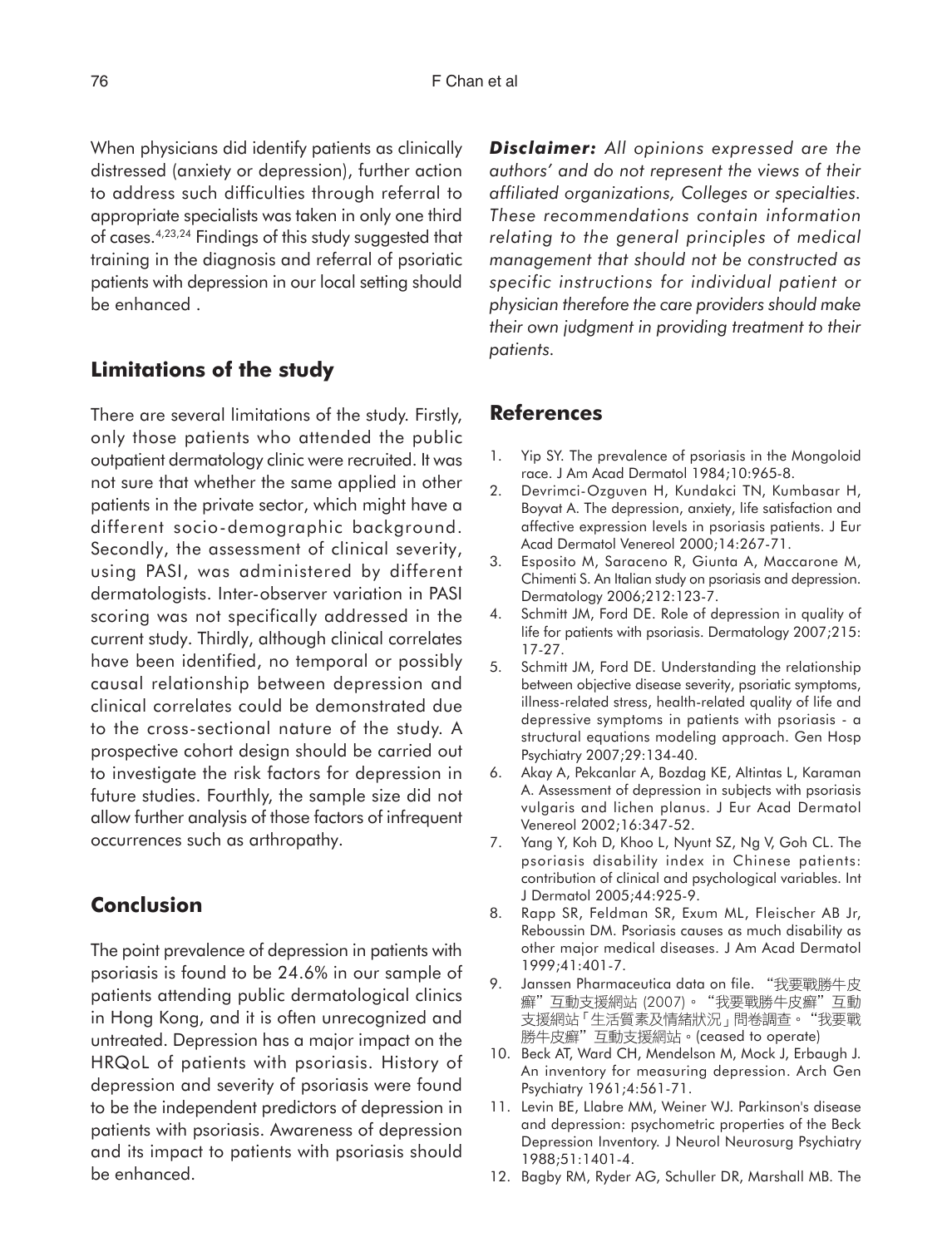When physicians did identify patients as clinically distressed (anxiety or depression), further action to address such difficulties through referral to appropriate specialists was taken in only one third of cases.[4,23,24] Findings of this study suggested that training in the diagnosis and referral of psoriatic patients with depression in our local setting should be enhanced .

## Limitations of the study

There are several limitations of the study. Firstly, only those patients who attended the public outpatient dermatology clinic were recruited. It was not sure that whether the same applied in other patients in the private sector, which might have a different socio-demographic background. Secondly, the assessment of clinical severity, using PASI, was administered by different dermatologists. Inter-observer variation in PASI scoring was not specifically addressed in the current study. Thirdly, although clinical correlates have been identified, no temporal or possibly causal relationship between depression and clinical correlates could be demonstrated due to the cross-sectional nature of the study. A prospective cohort design should be carried out to investigate the risk factors for depression in future studies. Fourthly, the sample size did not allow further analysis of those factors of infrequent occurrences such as arthropathy.

## Conclusion

The point prevalence of depression in patients with psoriasis is found to be 24.6% in our sample of patients attending public dermatological clinics in Hong Kong, and it is often unrecognized and untreated. Depression has a major impact on the HRQoL of patients with psoriasis. History of depression and severity of psoriasis were found to be the independent predictors of depression in patients with psoriasis. Awareness of depression and its impact to patients with psoriasis should be enhanced.

***Disclaimer:*** *All opinions expressed are the authors' and do not represent the views of their affiliated organizations, Colleges or specialties. These recommendations contain information relating to the general principles of medical management that should not be constructed as specific instructions for individual patient or physician therefore the care providers should make their own judgment in providing treatment to their patients.*

## References

1. Yip SY. The prevalence of psoriasis in the Mongoloid race. J Am Acad Dermatol 1984;10:965-8.
2. Devrimci-Ozguven H, Kundakci TN, Kumbasar H, Boyvat A. The depression, anxiety, life satisfaction and affective expression levels in psoriasis patients. J Eur Acad Dermatol Venereol 2000;14:267-71.
3. Esposito M, Saraceno R, Giunta A, Maccarone M, Chimenti S. An Italian study on psoriasis and depression. Dermatology 2006;212:123-7.
4. Schmitt JM, Ford DE. Role of depression in quality of life for patients with psoriasis. Dermatology 2007;215: 17-27.
5. Schmitt JM, Ford DE. Understanding the relationship between objective disease severity, psoriatic symptoms, illness-related stress, health-related quality of life and depressive symptoms in patients with psoriasis - a structural equations modeling approach. Gen Hosp Psychiatry 2007;29:134-40.
6. Akay A, Pekcanlar A, Bozdag KE, Altintas L, Karaman A. Assessment of depression in subjects with psoriasis vulgaris and lichen planus. J Eur Acad Dermatol Venereol 2002;16:347-52.
7. Yang Y, Koh D, Khoo L, Nyunt SZ, Ng V, Goh CL. The psoriasis disability index in Chinese patients: contribution of clinical and psychological variables. Int J Dermatol 2005;44:925-9.
8. Rapp SR, Feldman SR, Exum ML, Fleischer AB Jr, Reboussin DM. Psoriasis causes as much disability as other major medical diseases. J Am Acad Dermatol 1999;41:401-7.
9. Janssen Pharmaceutica data on file. "我要戰勝牛皮癬"互動支援網站 (2007)。"我要戰勝牛皮癬"互動支援網站「生活質素及情緒狀況」問卷調查。"我要戰勝牛皮癬"互動支援網站。(ceased to operate)
10. Beck AT, Ward CH, Mendelson M, Mock J, Erbaugh J. An inventory for measuring depression. Arch Gen Psychiatry 1961;4:561-71.
11. Levin BE, Llabre MM, Weiner WJ. Parkinson's disease and depression: psychometric properties of the Beck Depression Inventory. J Neurol Neurosurg Psychiatry 1988;51:1401-4.
12. Bagby RM, Ryder AG, Schuller DR, Marshall MB. The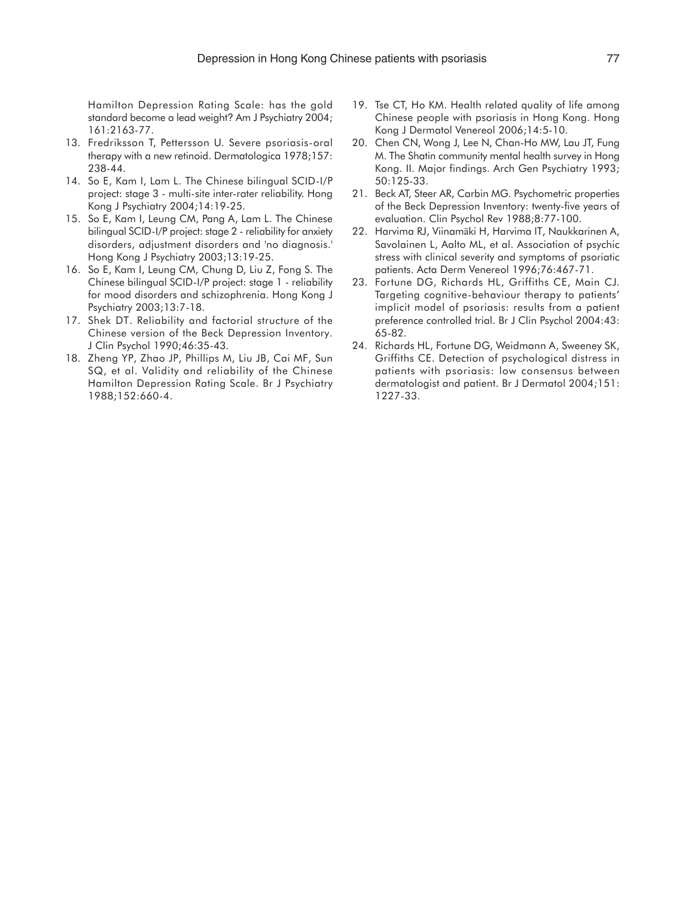Hamilton Depression Rating Scale: has the gold standard become a lead weight? Am J Psychiatry 2004; 161:2163-77.

13. Fredriksson T, Pettersson U. Severe psoriasis-oral therapy with a new retinoid. Dermatologica 1978;157: 238-44.
14. So E, Kam I, Lam L. The Chinese bilingual SCID-I/P project: stage 3 - multi-site inter-rater reliability. Hong Kong J Psychiatry 2004;14:19-25.
15. So E, Kam I, Leung CM, Pang A, Lam L. The Chinese bilingual SCID-I/P project: stage 2 - reliability for anxiety disorders, adjustment disorders and 'no diagnosis.' Hong Kong J Psychiatry 2003;13:19-25.
16. So E, Kam I, Leung CM, Chung D, Liu Z, Fong S. The Chinese bilingual SCID-I/P project: stage 1 - reliability for mood disorders and schizophrenia. Hong Kong J Psychiatry 2003;13:7-18.
17. Shek DT. Reliability and factorial structure of the Chinese version of the Beck Depression Inventory. J Clin Psychol 1990;46:35-43.
18. Zheng YP, Zhao JP, Phillips M, Liu JB, Cai MF, Sun SQ, et al. Validity and reliability of the Chinese Hamilton Depression Rating Scale. Br J Psychiatry 1988;152:660-4.
19. Tse CT, Ho KM. Health related quality of life among Chinese people with psoriasis in Hong Kong. Hong Kong J Dermatol Venereol 2006;14:5-10.
20. Chen CN, Wong J, Lee N, Chan-Ho MW, Lau JT, Fung M. The Shatin community mental health survey in Hong Kong. II. Major findings. Arch Gen Psychiatry 1993; 50:125-33.
21. Beck AT, Steer AR, Carbin MG. Psychometric properties of the Beck Depression Inventory: twenty-five years of evaluation. Clin Psychol Rev 1988;8:77-100.
22. Harvima RJ, Viinamäki H, Harvima IT, Naukkarinen A, Savolainen L, Aalto ML, et al. Association of psychic stress with clinical severity and symptoms of psoriatic patients. Acta Derm Venereol 1996;76:467-71.
23. Fortune DG, Richards HL, Griffiths CE, Main CJ. Targeting cognitive-behaviour therapy to patients' implicit model of psoriasis: results from a patient preference controlled trial. Br J Clin Psychol 2004:43: 65-82.
24. Richards HL, Fortune DG, Weidmann A, Sweeney SK, Griffiths CE. Detection of psychological distress in patients with psoriasis: low consensus between dermatologist and patient. Br J Dermatol 2004;151: 1227-33.